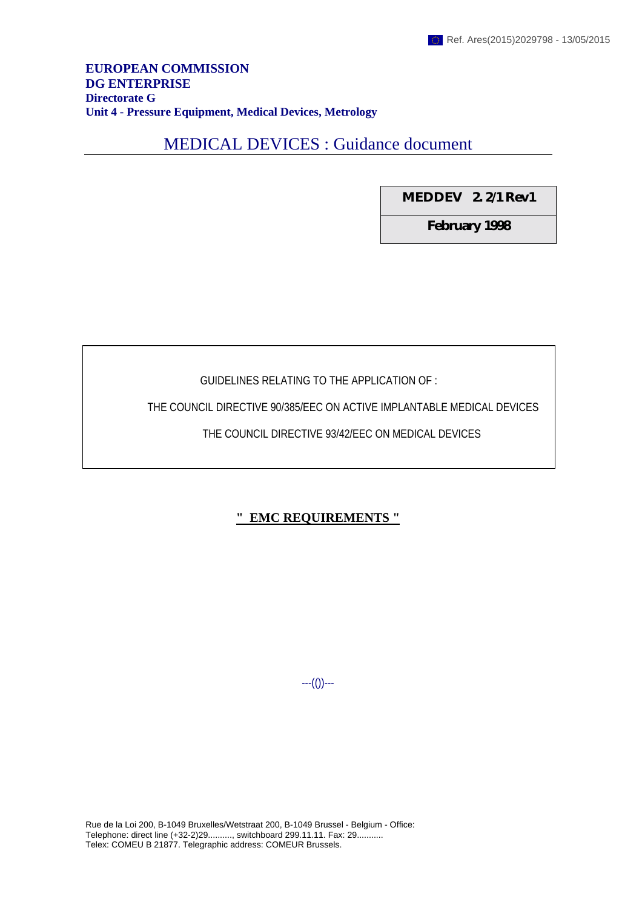Ref. Ares(2015)2029798 - 13/05/2015

**EUROPEAN COMMISSION**
**DG ENTERPRISE**
**Directorate G**
**Unit 4 - Pressure Equipment, Medical Devices, Metrology**

# MEDICAL DEVICES : Guidance document

| **MEDDEV 2. 2/1 Rev1** |
| --- |
| **February 1998** |

GUIDELINES RELATING TO THE APPLICATION OF :

THE COUNCIL DIRECTIVE 90/385/EEC ON ACTIVE IMPLANTABLE MEDICAL DEVICES

THE COUNCIL DIRECTIVE 93/42/EEC ON MEDICAL DEVICES

## " EMC REQUIREMENTS "

---(())---

Rue de la Loi 200, B-1049 Bruxelles/Wetstraat 200, B-1049 Brussel - Belgium - Office:
Telephone: direct line (+32-2)29.........., switchboard 299.11.11. Fax: 29...........
Telex: COMEU B 21877. Telegraphic address: COMEUR Brussels.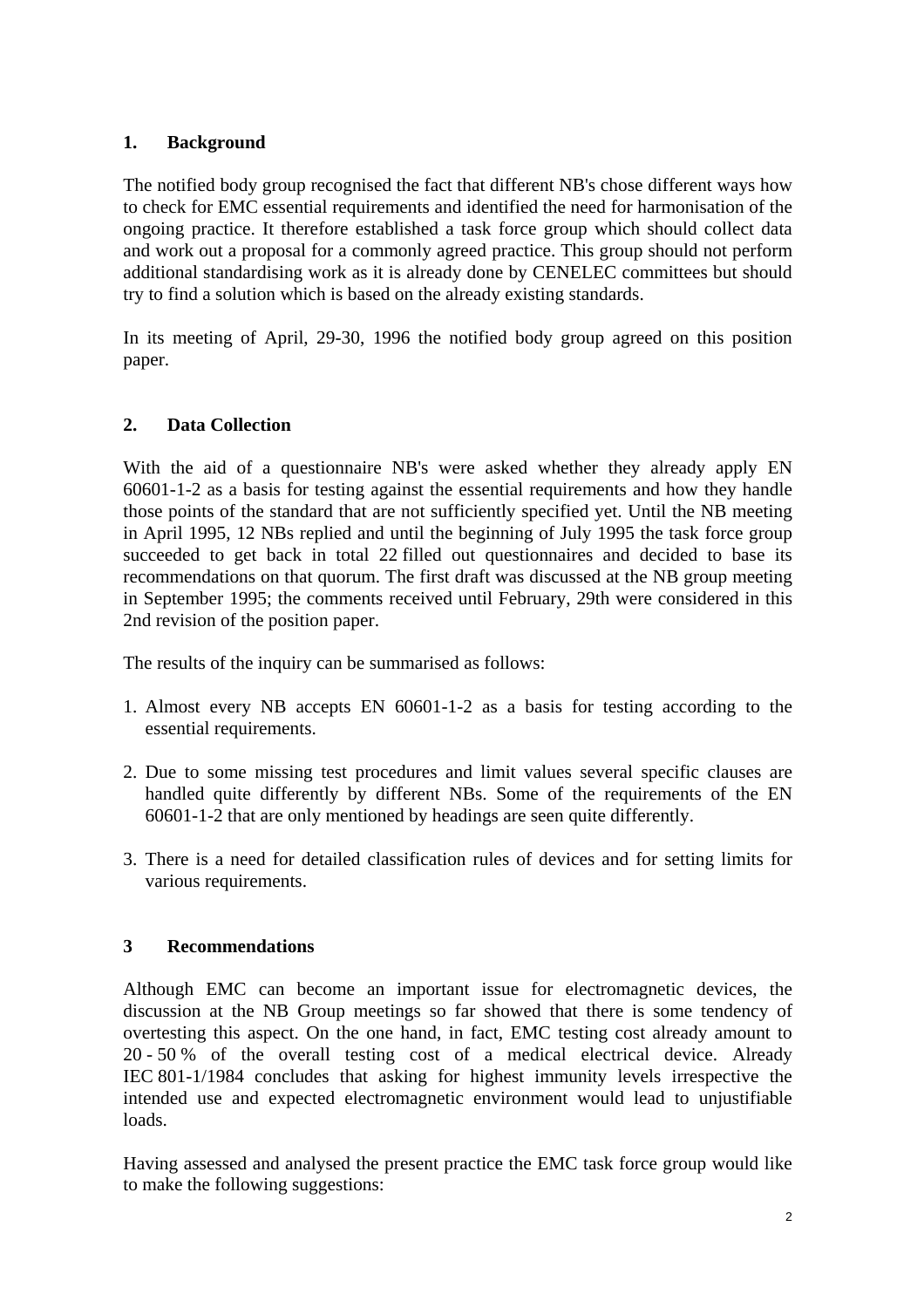## 1. Background

The notified body group recognised the fact that different NB's chose different ways how to check for EMC essential requirements and identified the need for harmonisation of the ongoing practice. It therefore established a task force group which should collect data and work out a proposal for a commonly agreed practice. This group should not perform additional standardising work as it is already done by CENELEC committees but should try to find a solution which is based on the already existing standards.

In its meeting of April, 29-30, 1996 the notified body group agreed on this position paper.

## 2. Data Collection

With the aid of a questionnaire NB's were asked whether they already apply EN 60601-1-2 as a basis for testing against the essential requirements and how they handle those points of the standard that are not sufficiently specified yet. Until the NB meeting in April 1995, 12 NBs replied and until the beginning of July 1995 the task force group succeeded to get back in total 22 filled out questionnaires and decided to base its recommendations on that quorum. The first draft was discussed at the NB group meeting in September 1995; the comments received until February, 29th were considered in this 2nd revision of the position paper.

The results of the inquiry can be summarised as follows:

1. Almost every NB accepts EN 60601-1-2 as a basis for testing according to the essential requirements.

2. Due to some missing test procedures and limit values several specific clauses are handled quite differently by different NBs. Some of the requirements of the EN 60601-1-2 that are only mentioned by headings are seen quite differently.

3. There is a need for detailed classification rules of devices and for setting limits for various requirements.

## 3 Recommendations

Although EMC can become an important issue for electromagnetic devices, the discussion at the NB Group meetings so far showed that there is some tendency of overtesting this aspect. On the one hand, in fact, EMC testing cost already amount to 20 - 50 % of the overall testing cost of a medical electrical device. Already IEC 801-1/1984 concludes that asking for highest immunity levels irrespective the intended use and expected electromagnetic environment would lead to unjustifiable loads.

Having assessed and analysed the present practice the EMC task force group would like to make the following suggestions: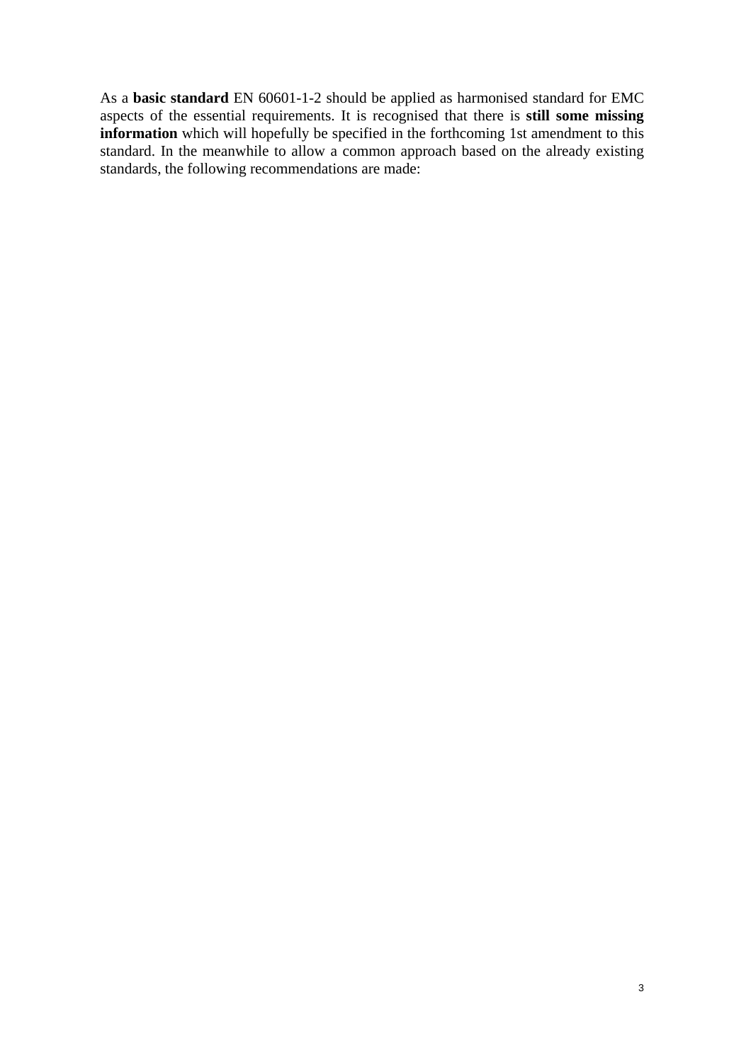As a **basic standard** EN 60601-1-2 should be applied as harmonised standard for EMC aspects of the essential requirements. It is recognised that there is **still some missing information** which will hopefully be specified in the forthcoming 1st amendment to this standard. In the meanwhile to allow a common approach based on the already existing standards, the following recommendations are made: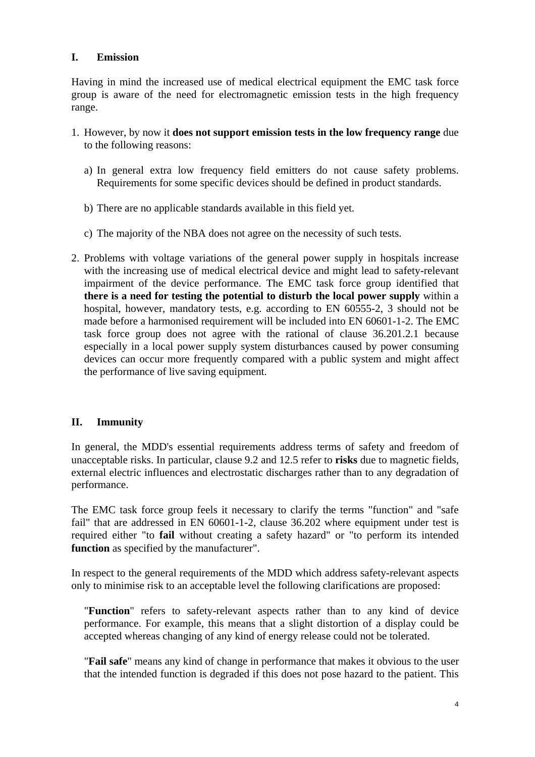## I. Emission

Having in mind the increased use of medical electrical equipment the EMC task force group is aware of the need for electromagnetic emission tests in the high frequency range.

1. However, by now it **does not support emission tests in the low frequency range** due to the following reasons:

   a) In general extra low frequency field emitters do not cause safety problems. Requirements for some specific devices should be defined in product standards.

   b) There are no applicable standards available in this field yet.

   c) The majority of the NBA does not agree on the necessity of such tests.

2. Problems with voltage variations of the general power supply in hospitals increase with the increasing use of medical electrical device and might lead to safety-relevant impairment of the device performance. The EMC task force group identified that **there is a need for testing the potential to disturb the local power supply** within a hospital, however, mandatory tests, e.g. according to EN 60555-2, 3 should not be made before a harmonised requirement will be included into EN 60601-1-2. The EMC task force group does not agree with the rational of clause 36.201.2.1 because especially in a local power supply system disturbances caused by power consuming devices can occur more frequently compared with a public system and might affect the performance of live saving equipment.

## II. Immunity

In general, the MDD's essential requirements address terms of safety and freedom of unacceptable risks. In particular, clause 9.2 and 12.5 refer to **risks** due to magnetic fields, external electric influences and electrostatic discharges rather than to any degradation of performance.

The EMC task force group feels it necessary to clarify the terms "function" and "safe fail" that are addressed in EN 60601-1-2, clause 36.202 where equipment under test is required either "to **fail** without creating a safety hazard" or "to perform its intended **function** as specified by the manufacturer".

In respect to the general requirements of the MDD which address safety-relevant aspects only to minimise risk to an acceptable level the following clarifications are proposed:

> "**Function**" refers to safety-relevant aspects rather than to any kind of device performance. For example, this means that a slight distortion of a display could be accepted whereas changing of any kind of energy release could not be tolerated.
>
> "**Fail safe**" means any kind of change in performance that makes it obvious to the user that the intended function is degraded if this does not pose hazard to the patient. This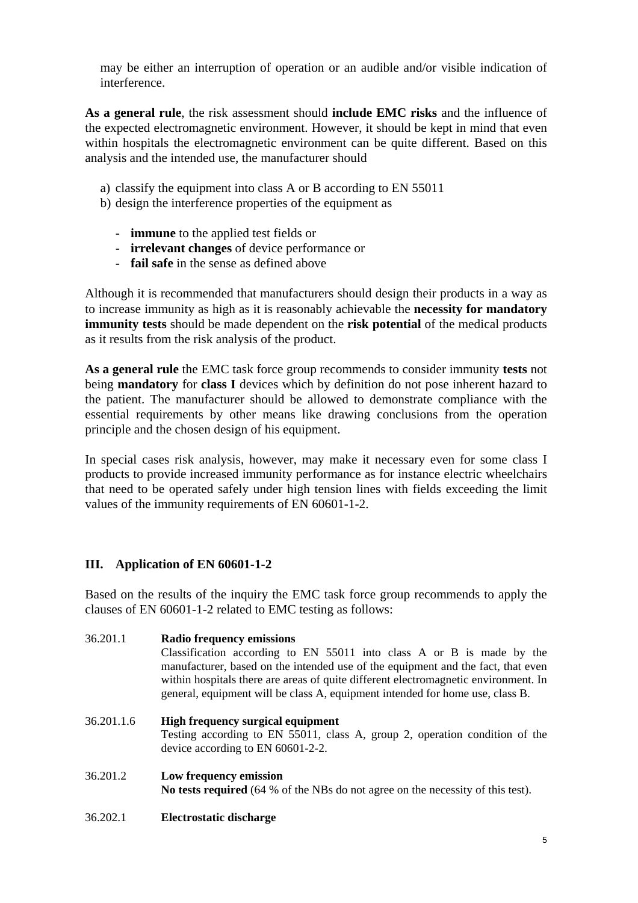may be either an interruption of operation or an audible and/or visible indication of interference.

**As a general rule**, the risk assessment should **include EMC risks** and the influence of the expected electromagnetic environment. However, it should be kept in mind that even within hospitals the electromagnetic environment can be quite different. Based on this analysis and the intended use, the manufacturer should

a) classify the equipment into class A or B according to EN 55011
b) design the interference properties of the equipment as

- **immune** to the applied test fields or
- **irrelevant changes** of device performance or
- **fail safe** in the sense as defined above

Although it is recommended that manufacturers should design their products in a way as to increase immunity as high as it is reasonably achievable the **necessity for mandatory immunity tests** should be made dependent on the **risk potential** of the medical products as it results from the risk analysis of the product.

**As a general rule** the EMC task force group recommends to consider immunity **tests** not being **mandatory** for **class I** devices which by definition do not pose inherent hazard to the patient. The manufacturer should be allowed to demonstrate compliance with the essential requirements by other means like drawing conclusions from the operation principle and the chosen design of his equipment.

In special cases risk analysis, however, may make it necessary even for some class I products to provide increased immunity performance as for instance electric wheelchairs that need to be operated safely under high tension lines with fields exceeding the limit values of the immunity requirements of EN 60601-1-2.

## III. Application of EN 60601-1-2

Based on the results of the inquiry the EMC task force group recommends to apply the clauses of EN 60601-1-2 related to EMC testing as follows:

36.201.1 **Radio frequency emissions**
Classification according to EN 55011 into class A or B is made by the manufacturer, based on the intended use of the equipment and the fact, that even within hospitals there are areas of quite different electromagnetic environment. In general, equipment will be class A, equipment intended for home use, class B.

36.201.1.6 **High frequency surgical equipment**
Testing according to EN 55011, class A, group 2, operation condition of the device according to EN 60601-2-2.

36.201.2 **Low frequency emission**
**No tests required** (64 % of the NBs do not agree on the necessity of this test).

36.202.1 **Electrostatic discharge**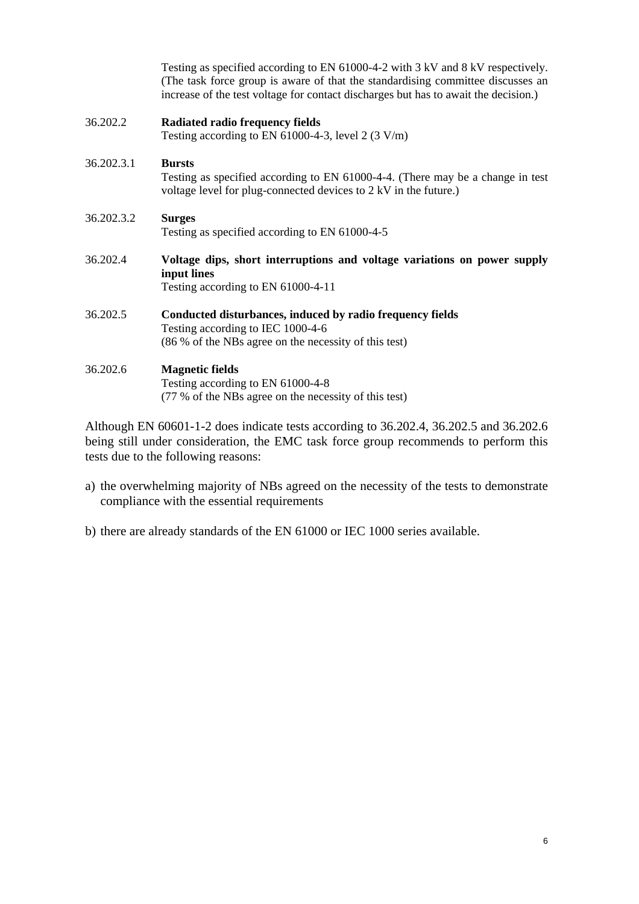Testing as specified according to EN 61000-4-2 with 3 kV and 8 kV respectively. (The task force group is aware of that the standardising committee discusses an increase of the test voltage for contact discharges but has to await the decision.)

36.202.2 **Radiated radio frequency fields**
Testing according to EN 61000-4-3, level 2 (3 V/m)

36.202.3.1 **Bursts**
Testing as specified according to EN 61000-4-4. (There may be a change in test voltage level for plug-connected devices to 2 kV in the future.)

36.202.3.2 **Surges**
Testing as specified according to EN 61000-4-5

36.202.4 **Voltage dips, short interruptions and voltage variations on power supply input lines**
Testing according to EN 61000-4-11

36.202.5 **Conducted disturbances, induced by radio frequency fields**
Testing according to IEC 1000-4-6
(86 % of the NBs agree on the necessity of this test)

36.202.6 **Magnetic fields**
Testing according to EN 61000-4-8
(77 % of the NBs agree on the necessity of this test)

Although EN 60601-1-2 does indicate tests according to 36.202.4, 36.202.5 and 36.202.6 being still under consideration, the EMC task force group recommends to perform this tests due to the following reasons:

a) the overwhelming majority of NBs agreed on the necessity of the tests to demonstrate compliance with the essential requirements

b) there are already standards of the EN 61000 or IEC 1000 series available.